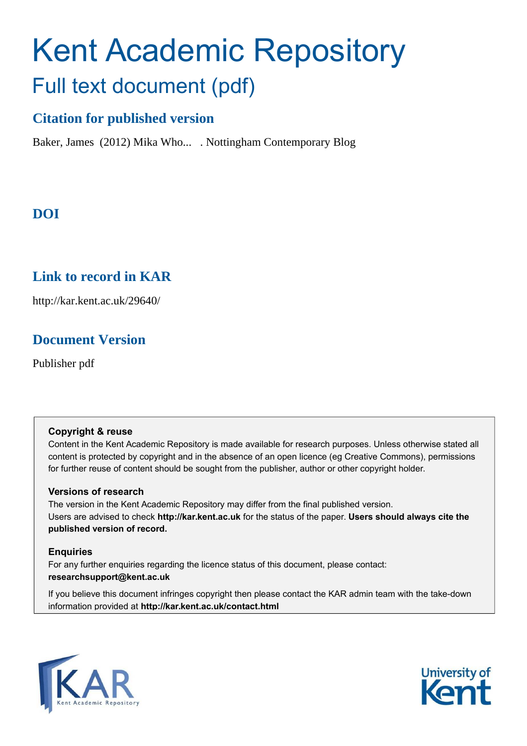# Kent Academic Repository

## Full text document (pdf)

### Citation for published version

Baker, James (2012) Mika Who... . Nottingham Contemporary Blog

### DOI

### Link to record in KAR

http://kar.kent.ac.uk/29640/

### Document Version

Publisher pdf

**Copyright & reuse**

Content in the Kent Academic Repository is made available for research purposes. Unless otherwise stated all content is protected by copyright and in the absence of an open licence (eg Creative Commons), permissions for further reuse of content should be sought from the publisher, author or other copyright holder.

**Versions of research**

The version in the Kent Academic Repository may differ from the final published version. Users are advised to check **http://kar.kent.ac.uk** for the status of the paper. **Users should always cite the published version of record.**

**Enquiries**

For any further enquiries regarding the licence status of this document, please contact: **researchsupport@kent.ac.uk**

If you believe this document infringes copyright then please contact the KAR admin team with the take-down information provided at **http://kar.kent.ac.uk/contact.html**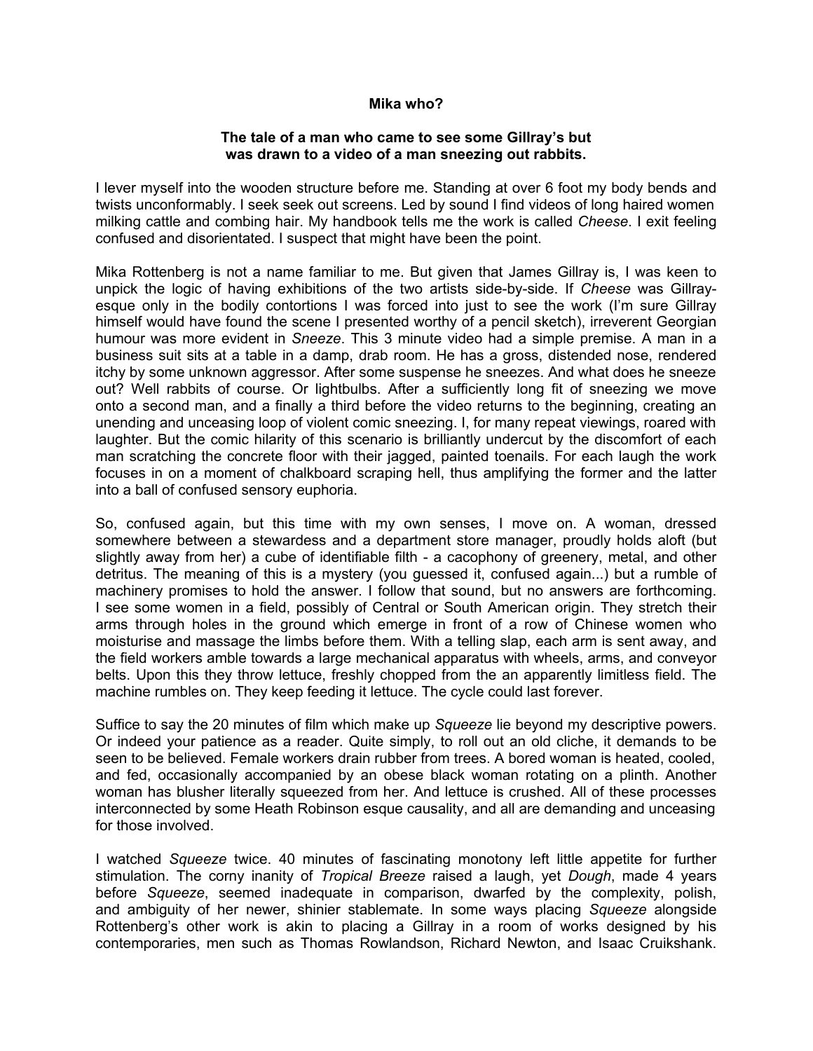**Mika who?**

**The tale of a man who came to see some Gillray's but was drawn to a video of a man sneezing out rabbits.**

I lever myself into the wooden structure before me. Standing at over 6 foot my body bends and twists unconformably. I seek seek out screens. Led by sound I find videos of long haired women milking cattle and combing hair. My handbook tells me the work is called *Cheese*. I exit feeling confused and disorientated. I suspect that might have been the point.

Mika Rottenberg is not a name familiar to me. But given that James Gillray is, I was keen to unpick the logic of having exhibitions of the two artists side-by-side. If *Cheese* was Gillray-esque only in the bodily contortions I was forced into just to see the work (I'm sure Gillray himself would have found the scene I presented worthy of a pencil sketch), irreverent Georgian humour was more evident in *Sneeze*. This 3 minute video had a simple premise. A man in a business suit sits at a table in a damp, drab room. He has a gross, distended nose, rendered itchy by some unknown aggressor. After some suspense he sneezes. And what does he sneeze out? Well rabbits of course. Or lightbulbs. After a sufficiently long fit of sneezing we move onto a second man, and a finally a third before the video returns to the beginning, creating an unending and unceasing loop of violent comic sneezing. I, for many repeat viewings, roared with laughter. But the comic hilarity of this scenario is brilliantly undercut by the discomfort of each man scratching the concrete floor with their jagged, painted toenails. For each laugh the work focuses in on a moment of chalkboard scraping hell, thus amplifying the former and the latter into a ball of confused sensory euphoria.

So, confused again, but this time with my own senses, I move on. A woman, dressed somewhere between a stewardess and a department store manager, proudly holds aloft (but slightly away from her) a cube of identifiable filth - a cacophony of greenery, metal, and other detritus. The meaning of this is a mystery (you guessed it, confused again...) but a rumble of machinery promises to hold the answer. I follow that sound, but no answers are forthcoming. I see some women in a field, possibly of Central or South American origin. They stretch their arms through holes in the ground which emerge in front of a row of Chinese women who moisturise and massage the limbs before them. With a telling slap, each arm is sent away, and the field workers amble towards a large mechanical apparatus with wheels, arms, and conveyor belts. Upon this they throw lettuce, freshly chopped from the an apparently limitless field. The machine rumbles on. They keep feeding it lettuce. The cycle could last forever.

Suffice to say the 20 minutes of film which make up *Squeeze* lie beyond my descriptive powers. Or indeed your patience as a reader. Quite simply, to roll out an old cliche, it demands to be seen to be believed. Female workers drain rubber from trees. A bored woman is heated, cooled, and fed, occasionally accompanied by an obese black woman rotating on a plinth. Another woman has blusher literally squeezed from her. And lettuce is crushed. All of these processes interconnected by some Heath Robinson esque causality, and all are demanding and unceasing for those involved.

I watched *Squeeze* twice. 40 minutes of fascinating monotony left little appetite for further stimulation. The corny inanity of *Tropical Breeze* raised a laugh, yet *Dough*, made 4 years before *Squeeze*, seemed inadequate in comparison, dwarfed by the complexity, polish, and ambiguity of her newer, shinier stablemate. In some ways placing *Squeeze* alongside Rottenberg's other work is akin to placing a Gillray in a room of works designed by his contemporaries, men such as Thomas Rowlandson, Richard Newton, and Isaac Cruikshank.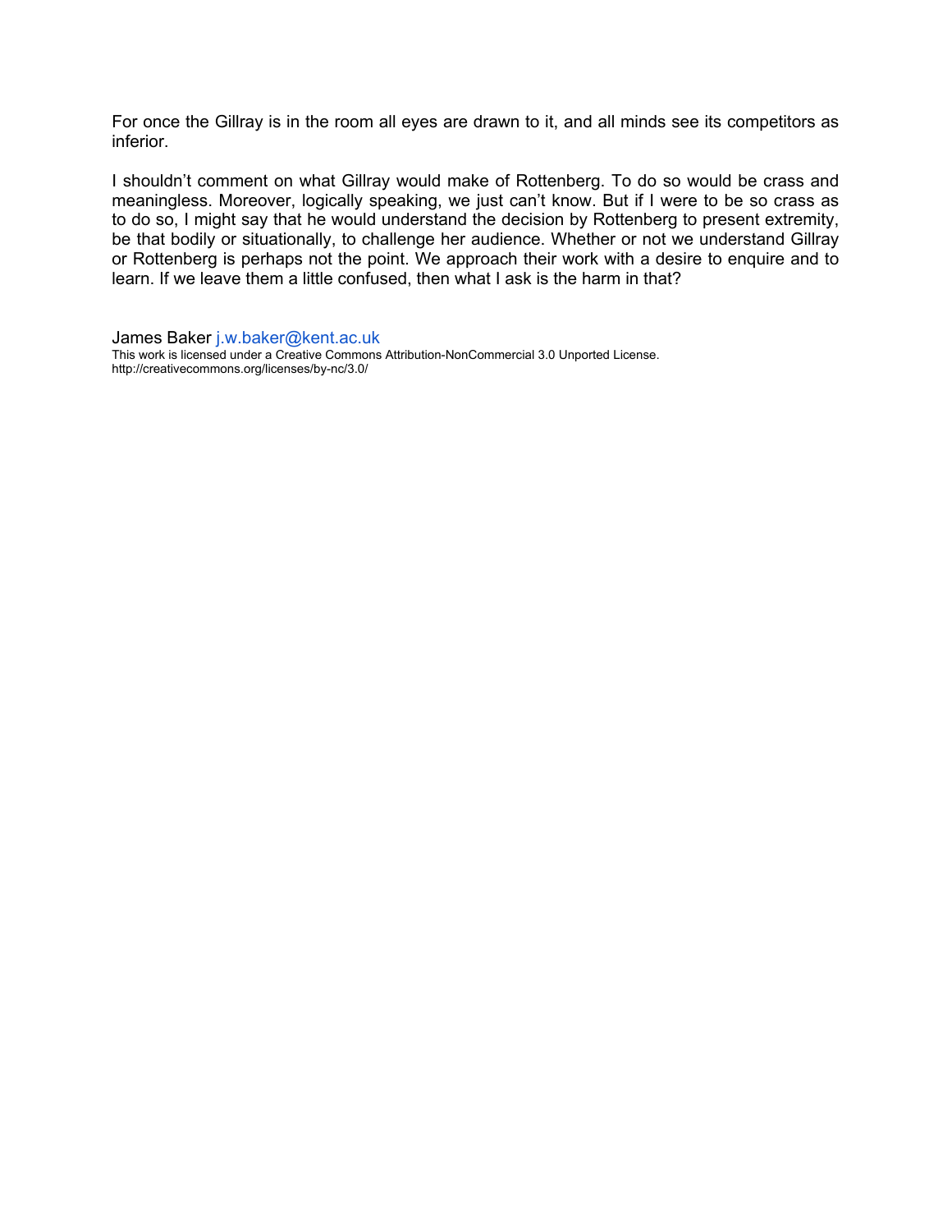For once the Gillray is in the room all eyes are drawn to it, and all minds see its competitors as inferior.

I shouldn't comment on what Gillray would make of Rottenberg. To do so would be crass and meaningless. Moreover, logically speaking, we just can't know. But if I were to be so crass as to do so, I might say that he would understand the decision by Rottenberg to present extremity, be that bodily or situationally, to challenge her audience. Whether or not we understand Gillray or Rottenberg is perhaps not the point. We approach their work with a desire to enquire and to learn. If we leave them a little confused, then what I ask is the harm in that?

James Baker j.w.baker@kent.ac.uk
This work is licensed under a Creative Commons Attribution-NonCommercial 3.0 Unported License.
http://creativecommons.org/licenses/by-nc/3.0/